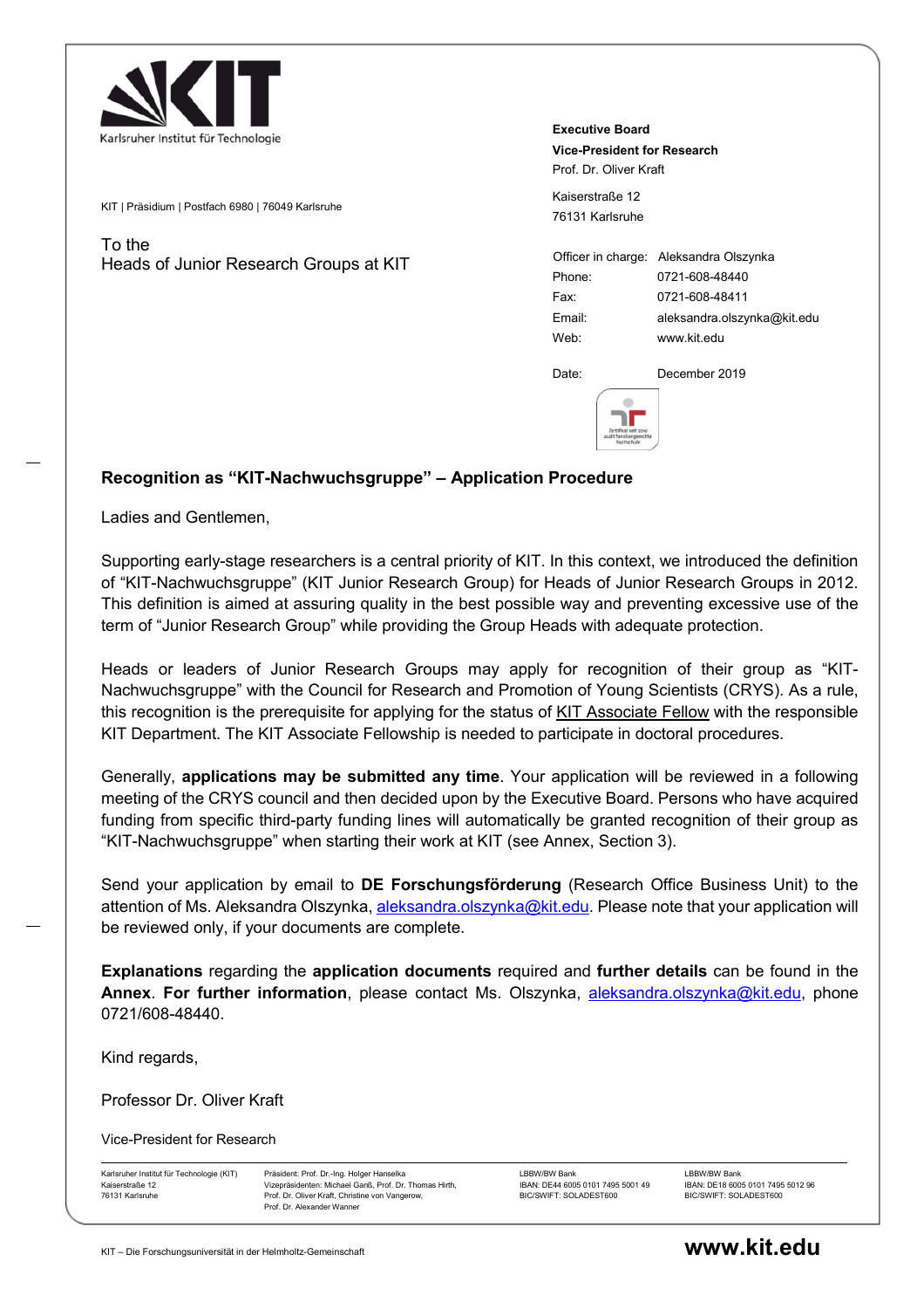Karlsruher Institut für Technologie

KIT | Präsidium | Postfach 6980 | 76049 Karlsruhe

To the
Heads of Junior Research Groups at KIT

**Executive Board**
**Vice-President for Research**
Prof. Dr. Oliver Kraft

Kaiserstraße 12
76131 Karlsruhe

| | |
|---|---|
| Officer in charge: | Aleksandra Olszynka |
| Phone: | 0721-608-48440 |
| Fax: | 0721-608-48411 |
| Email: | aleksandra.olszynka@kit.edu |
| Web: | www.kit.edu |
| Date: | December 2019 |

## Recognition as "KIT-Nachwuchsgruppe" – Application Procedure

Ladies and Gentlemen,

Supporting early-stage researchers is a central priority of KIT. In this context, we introduced the definition of "KIT-Nachwuchsgruppe" (KIT Junior Research Group) for Heads of Junior Research Groups in 2012. This definition is aimed at assuring quality in the best possible way and preventing excessive use of the term of "Junior Research Group" while providing the Group Heads with adequate protection.

Heads or leaders of Junior Research Groups may apply for recognition of their group as "KIT-Nachwuchsgruppe" with the Council for Research and Promotion of Young Scientists (CRYS). As a rule, this recognition is the prerequisite for applying for the status of KIT Associate Fellow with the responsible KIT Department. The KIT Associate Fellowship is needed to participate in doctoral procedures.

Generally, **applications may be submitted any time**. Your application will be reviewed in a following meeting of the CRYS council and then decided upon by the Executive Board. Persons who have acquired funding from specific third-party funding lines will automatically be granted recognition of their group as "KIT-Nachwuchsgruppe" when starting their work at KIT (see Annex, Section 3).

Send your application by email to **DE Forschungsförderung** (Research Office Business Unit) to the attention of Ms. Aleksandra Olszynka, aleksandra.olszynka@kit.edu. Please note that your application will be reviewed only, if your documents are complete.

**Explanations** regarding the **application documents** required and **further details** can be found in the **Annex**. **For further information**, please contact Ms. Olszynka, aleksandra.olszynka@kit.edu, phone 0721/608-48440.

Kind regards,

Professor Dr. Oliver Kraft

Vice-President for Research

Karlsruher Institut für Technologie (KIT)
Kaiserstraße 12
76131 Karlsruhe

Präsident: Prof. Dr.-Ing. Holger Hanselka
Vizepräsidenten: Michael Ganß, Prof. Dr. Thomas Hirth, Prof. Dr. Oliver Kraft, Christine von Vangerow, Prof. Dr. Alexander Wanner

LBBW/BW Bank
IBAN: DE44 6005 0101 7495 5001 49
BIC/SWIFT: SOLADEST600

LBBW/BW Bank
IBAN: DE18 6005 0101 7495 5012 96
BIC/SWIFT: SOLADEST600

KIT – Die Forschungsuniversität in der Helmholtz-Gemeinschaft

**www.kit.edu**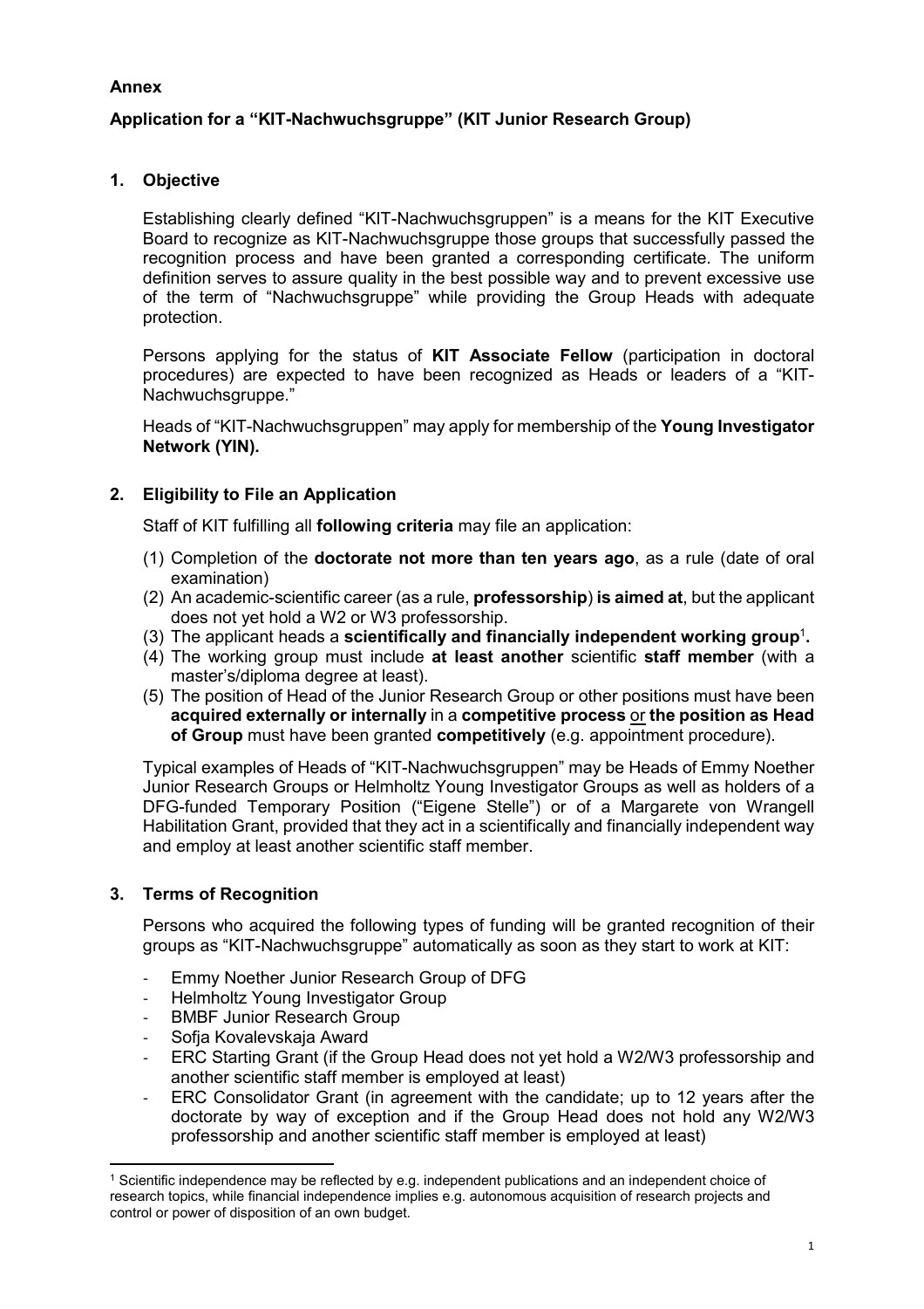**Annex**

**Application for a "KIT-Nachwuchsgruppe" (KIT Junior Research Group)**

## 1. Objective

Establishing clearly defined "KIT-Nachwuchsgruppen" is a means for the KIT Executive Board to recognize as KIT-Nachwuchsgruppe those groups that successfully passed the recognition process and have been granted a corresponding certificate. The uniform definition serves to assure quality in the best possible way and to prevent excessive use of the term of "Nachwuchsgruppe" while providing the Group Heads with adequate protection.

Persons applying for the status of **KIT Associate Fellow** (participation in doctoral procedures) are expected to have been recognized as Heads or leaders of a "KIT-Nachwuchsgruppe."

Heads of "KIT-Nachwuchsgruppen" may apply for membership of the **Young Investigator Network (YIN).**

## 2. Eligibility to File an Application

Staff of KIT fulfilling all **following criteria** may file an application:

(1) Completion of the **doctorate not more than ten years ago**, as a rule (date of oral examination)
(2) An academic-scientific career (as a rule, **professorship**) **is aimed at**, but the applicant does not yet hold a W2 or W3 professorship.
(3) The applicant heads a **scientifically and financially independent working group**[1]**.**
(4) The working group must include **at least another** scientific **staff member** (with a master's/diploma degree at least).
(5) The position of Head of the Junior Research Group or other positions must have been **acquired externally or internally** in a **competitive process** or **the position as Head of Group** must have been granted **competitively** (e.g. appointment procedure).

Typical examples of Heads of "KIT-Nachwuchsgruppen" may be Heads of Emmy Noether Junior Research Groups or Helmholtz Young Investigator Groups as well as holders of a DFG-funded Temporary Position ("Eigene Stelle") or of a Margarete von Wrangell Habilitation Grant, provided that they act in a scientifically and financially independent way and employ at least another scientific staff member.

## 3. Terms of Recognition

Persons who acquired the following types of funding will be granted recognition of their groups as "KIT-Nachwuchsgruppe" automatically as soon as they start to work at KIT:

- Emmy Noether Junior Research Group of DFG
- Helmholtz Young Investigator Group
- BMBF Junior Research Group
- Sofja Kovalevskaja Award
- ERC Starting Grant (if the Group Head does not yet hold a W2/W3 professorship and another scientific staff member is employed at least)
- ERC Consolidator Grant (in agreement with the candidate; up to 12 years after the doctorate by way of exception and if the Group Head does not hold any W2/W3 professorship and another scientific staff member is employed at least)

[1] Scientific independence may be reflected by e.g. independent publications and an independent choice of research topics, while financial independence implies e.g. autonomous acquisition of research projects and control or power of disposition of an own budget.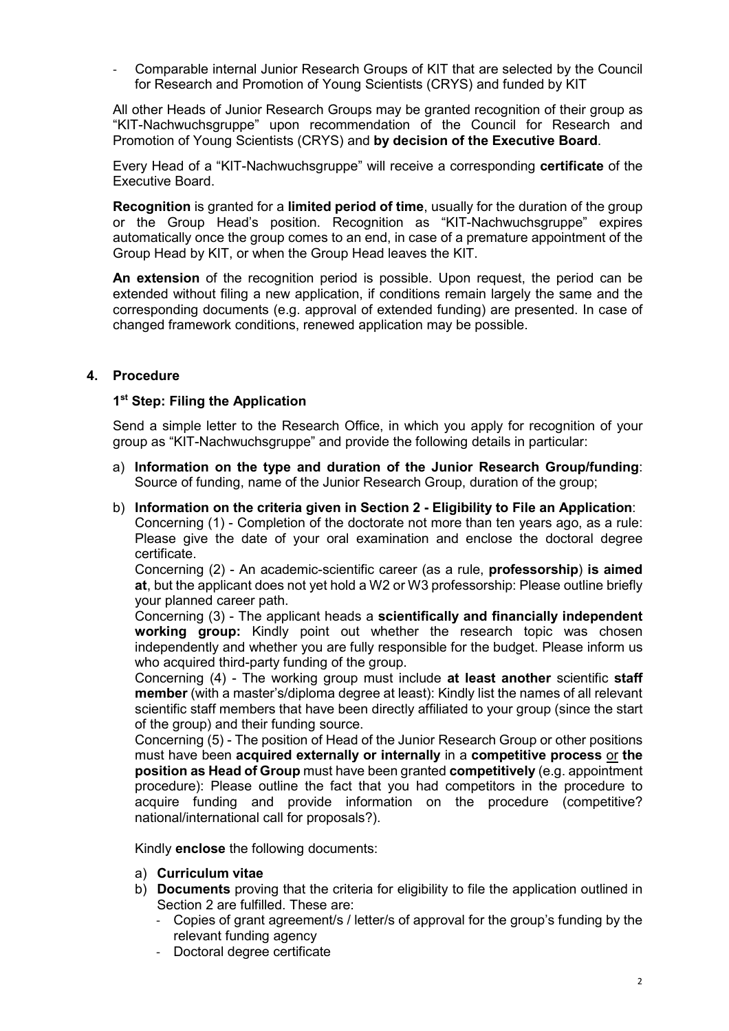- Comparable internal Junior Research Groups of KIT that are selected by the Council for Research and Promotion of Young Scientists (CRYS) and funded by KIT

All other Heads of Junior Research Groups may be granted recognition of their group as "KIT-Nachwuchsgruppe" upon recommendation of the Council for Research and Promotion of Young Scientists (CRYS) and **by decision of the Executive Board**.

Every Head of a "KIT-Nachwuchsgruppe" will receive a corresponding **certificate** of the Executive Board.

**Recognition** is granted for a **limited period of time**, usually for the duration of the group or the Group Head's position. Recognition as "KIT-Nachwuchsgruppe" expires automatically once the group comes to an end, in case of a premature appointment of the Group Head by KIT, or when the Group Head leaves the KIT.

**An extension** of the recognition period is possible. Upon request, the period can be extended without filing a new application, if conditions remain largely the same and the corresponding documents (e.g. approval of extended funding) are presented. In case of changed framework conditions, renewed application may be possible.

## 4. Procedure

### 1st Step: Filing the Application

Send a simple letter to the Research Office, in which you apply for recognition of your group as "KIT-Nachwuchsgruppe" and provide the following details in particular:

a) **Information on the type and duration of the Junior Research Group/funding**: Source of funding, name of the Junior Research Group, duration of the group;

b) **Information on the criteria given in Section 2 - Eligibility to File an Application**:
Concerning (1) - Completion of the doctorate not more than ten years ago, as a rule: Please give the date of your oral examination and enclose the doctoral degree certificate.
Concerning (2) - An academic-scientific career (as a rule, **professorship**) **is aimed at**, but the applicant does not yet hold a W2 or W3 professorship: Please outline briefly your planned career path.
Concerning (3) - The applicant heads a **scientifically and financially independent working group:** Kindly point out whether the research topic was chosen independently and whether you are fully responsible for the budget. Please inform us who acquired third-party funding of the group.
Concerning (4) - The working group must include **at least another** scientific **staff member** (with a master's/diploma degree at least): Kindly list the names of all relevant scientific staff members that have been directly affiliated to your group (since the start of the group) and their funding source.
Concerning (5) - The position of Head of the Junior Research Group or other positions must have been **acquired externally or internally** in a **competitive process** or **the position as Head of Group** must have been granted **competitively** (e.g. appointment procedure): Please outline the fact that you had competitors in the procedure to acquire funding and provide information on the procedure (competitive? national/international call for proposals?).

Kindly **enclose** the following documents:

a) **Curriculum vitae**
b) **Documents** proving that the criteria for eligibility to file the application outlined in Section 2 are fulfilled. These are:
   - Copies of grant agreement/s / letter/s of approval for the group's funding by the relevant funding agency
   - Doctoral degree certificate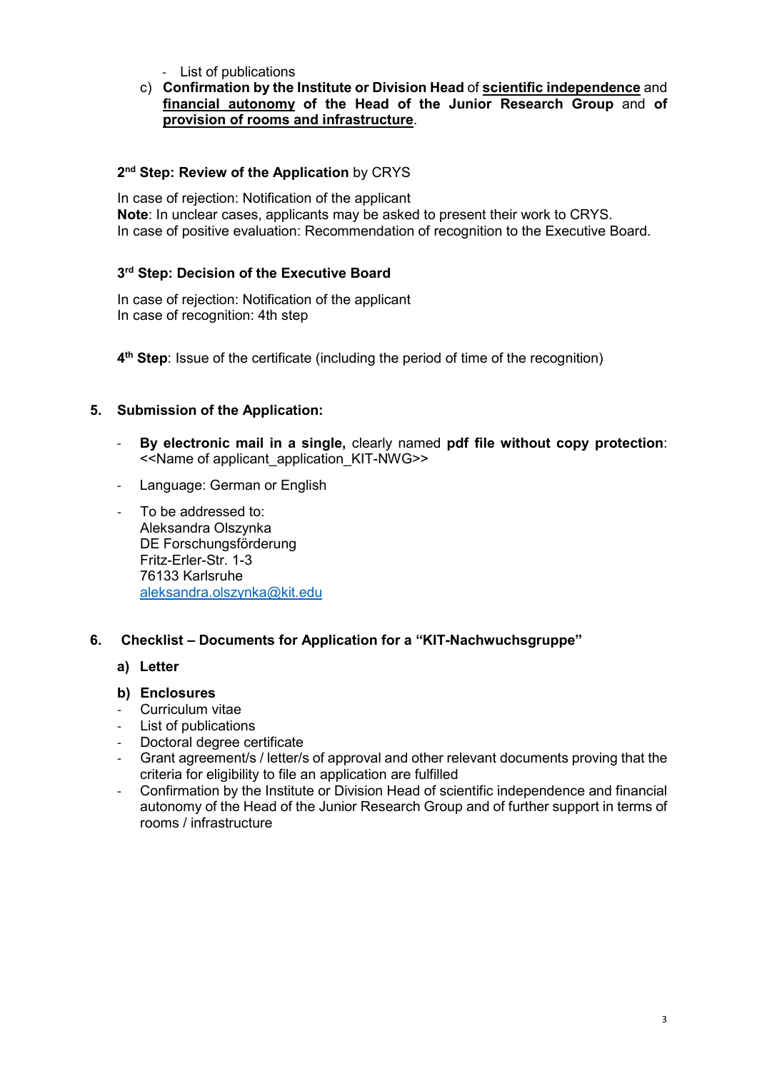- List of publications

c) **Confirmation by the Institute or Division Head** of **scientific independence** and **financial autonomy of the Head of the Junior Research Group** and **of provision of rooms and infrastructure**.

#### 2nd Step: Review of the Application by CRYS

In case of rejection: Notification of the applicant
**Note**: In unclear cases, applicants may be asked to present their work to CRYS.
In case of positive evaluation: Recommendation of recognition to the Executive Board.

#### 3rd Step: Decision of the Executive Board

In case of rejection: Notification of the applicant
In case of recognition: 4th step

**4th Step**: Issue of the certificate (including the period of time of the recognition)

## 5. Submission of the Application:

- **By electronic mail in a single,** clearly named **pdf file without copy protection**: <<Name of applicant_application_KIT-NWG>>
- Language: German or English
- To be addressed to:
  Aleksandra Olszynka
  DE Forschungsförderung
  Fritz-Erler-Str. 1-3
  76133 Karlsruhe
  aleksandra.olszynka@kit.edu

## 6. Checklist – Documents for Application for a "KIT-Nachwuchsgruppe"

**a) Letter**

**b) Enclosures**

- Curriculum vitae
- List of publications
- Doctoral degree certificate
- Grant agreement/s / letter/s of approval and other relevant documents proving that the criteria for eligibility to file an application are fulfilled
- Confirmation by the Institute or Division Head of scientific independence and financial autonomy of the Head of the Junior Research Group and of further support in terms of rooms / infrastructure